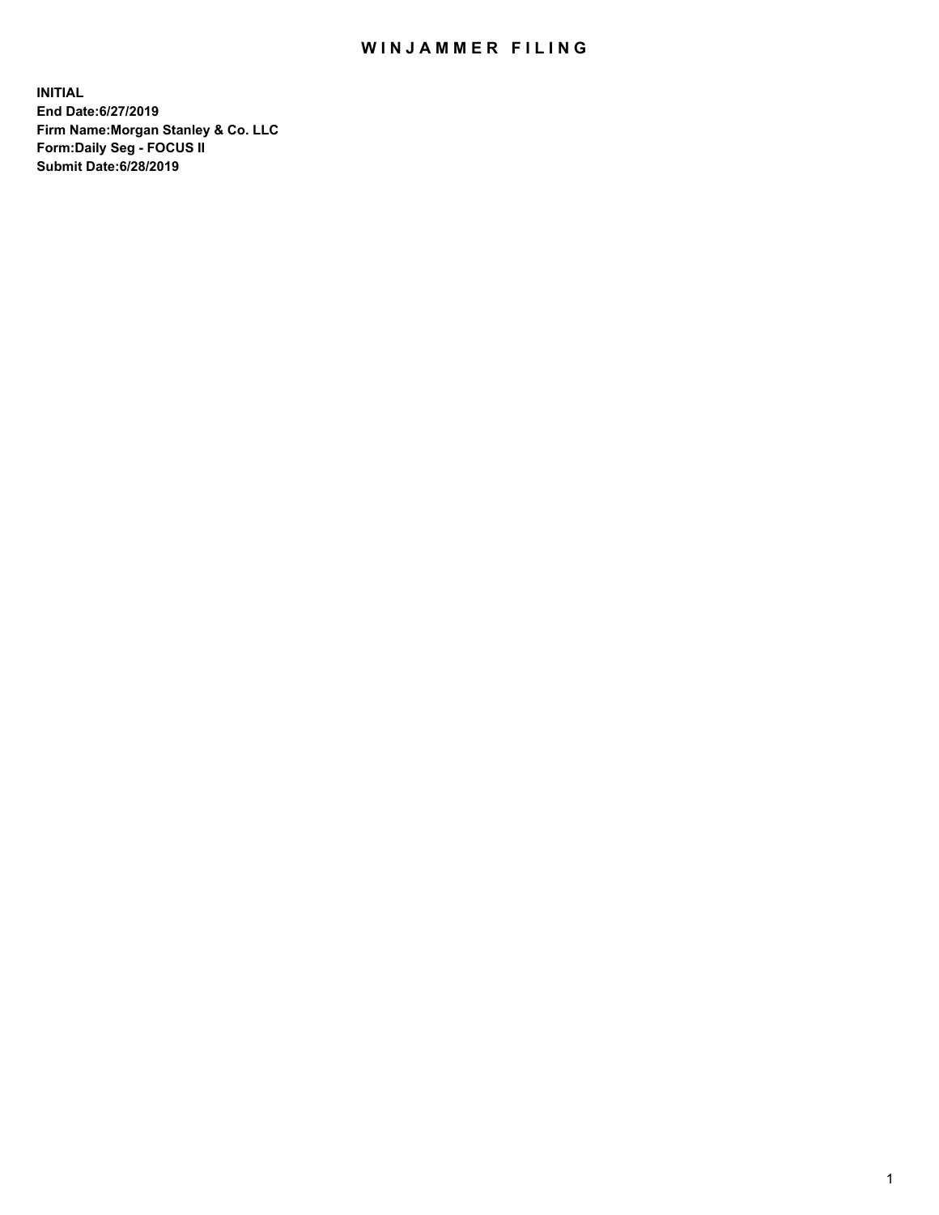# WINJAMMER FILING

**INITIAL**
**End Date:6/27/2019**
**Firm Name:Morgan Stanley & Co. LLC**
**Form:Daily Seg - FOCUS II**
**Submit Date:6/28/2019**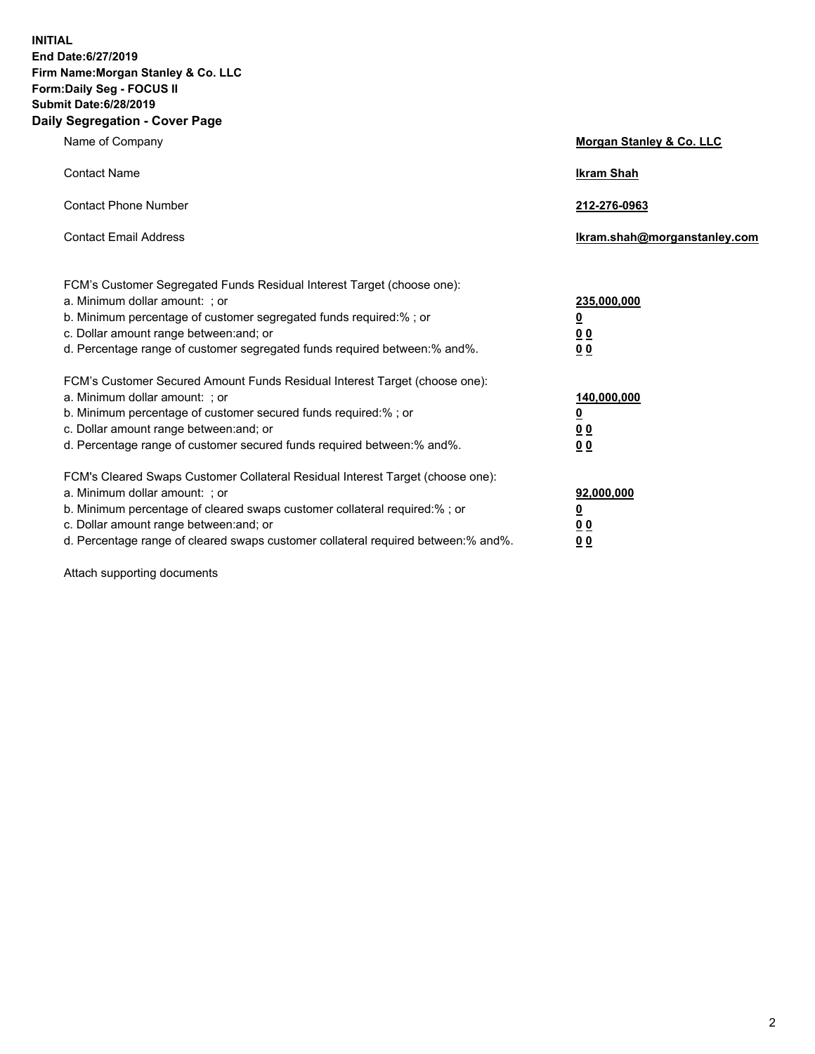**INITIAL**
**End Date:6/27/2019**
**Firm Name:Morgan Stanley & Co. LLC**
**Form:Daily Seg - FOCUS II**
**Submit Date:6/28/2019**

## Daily Segregation - Cover Page

| | |
|---|---|
| Name of Company | **Morgan Stanley & Co. LLC** |
| Contact Name | **Ikram Shah** |
| Contact Phone Number | **212-276-0963** |
| Contact Email Address | **Ikram.shah@morganstanley.com** |

| | |
|---|---|
| FCM's Customer Segregated Funds Residual Interest Target (choose one): | |
| a. Minimum dollar amount: ; or | **235,000,000** |
| b. Minimum percentage of customer segregated funds required:% ; or | **0** |
| c. Dollar amount range between:and; or | **0 0** |
| d. Percentage range of customer segregated funds required between:% and%. | **0 0** |
| FCM's Customer Secured Amount Funds Residual Interest Target (choose one): | |
| a. Minimum dollar amount: ; or | **140,000,000** |
| b. Minimum percentage of customer secured funds required:% ; or | **0** |
| c. Dollar amount range between:and; or | **0 0** |
| d. Percentage range of customer secured funds required between:% and%. | **0 0** |
| FCM's Cleared Swaps Customer Collateral Residual Interest Target (choose one): | |
| a. Minimum dollar amount: ; or | **92,000,000** |
| b. Minimum percentage of cleared swaps customer collateral required:% ; or | **0** |
| c. Dollar amount range between:and; or | **0 0** |
| d. Percentage range of cleared swaps customer collateral required between:% and%. | **0 0** |

Attach supporting documents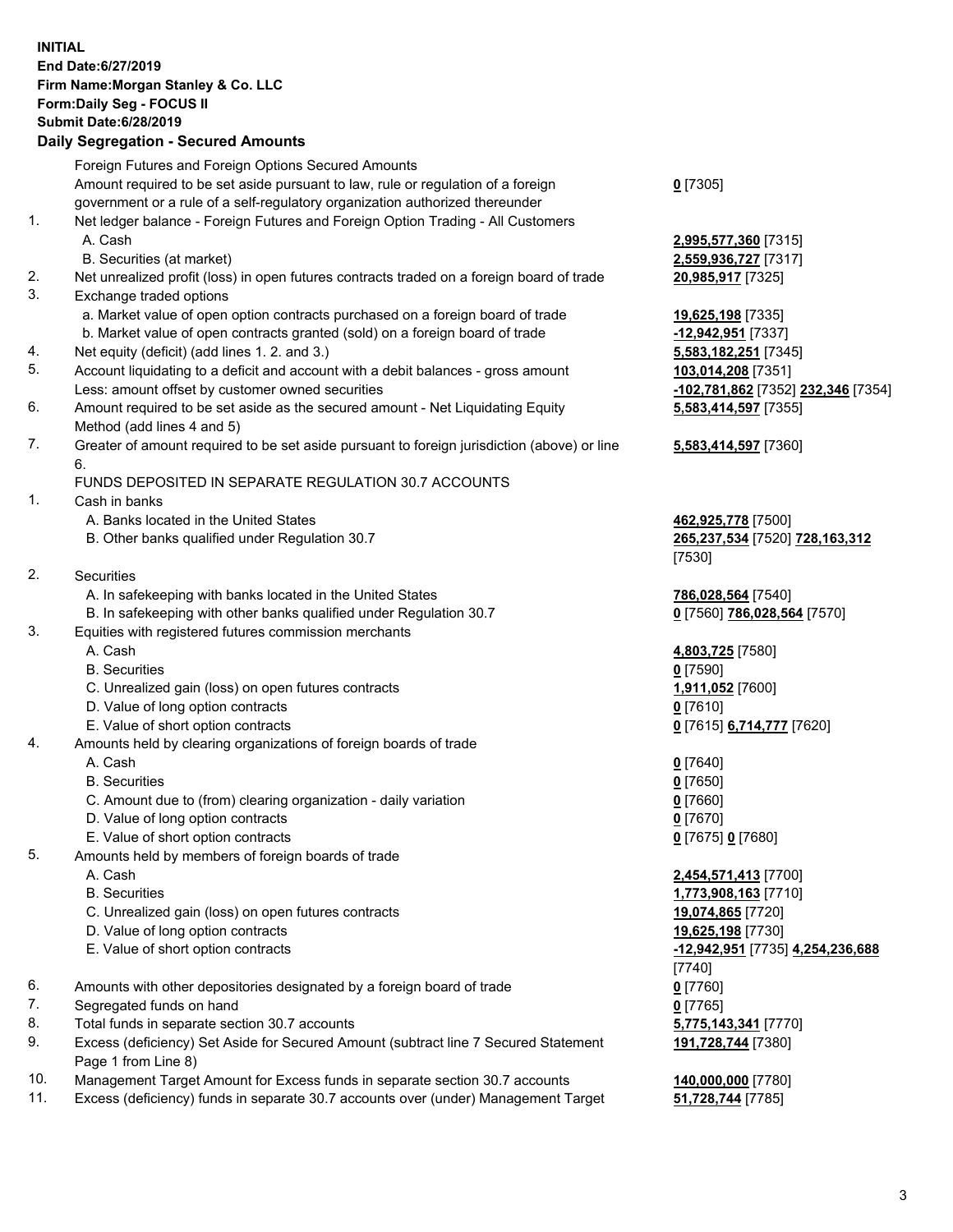**INITIAL**
**End Date:6/27/2019**
**Firm Name:Morgan Stanley & Co. LLC**
**Form:Daily Seg - FOCUS II**
**Submit Date:6/28/2019**

### Daily Segregation - Secured Amounts

| | | |
|---|---|---|
| | Foreign Futures and Foreign Options Secured Amounts | |
| | Amount required to be set aside pursuant to law, rule or regulation of a foreign government or a rule of a self-regulatory organization authorized thereunder | **0** [7305] |
| 1. | Net ledger balance - Foreign Futures and Foreign Option Trading - All Customers | |
| | A. Cash | **2,995,577,360** [7315] |
| | B. Securities (at market) | **2,559,936,727** [7317] |
| 2. | Net unrealized profit (loss) in open futures contracts traded on a foreign board of trade | **20,985,917** [7325] |
| 3. | Exchange traded options | |
| | a. Market value of open option contracts purchased on a foreign board of trade | **19,625,198** [7335] |
| | b. Market value of open contracts granted (sold) on a foreign board of trade | **-12,942,951** [7337] |
| 4. | Net equity (deficit) (add lines 1. 2. and 3.) | **5,583,182,251** [7345] |
| 5. | Account liquidating to a deficit and account with a debit balances - gross amount | **103,014,208** [7351] |
| | Less: amount offset by customer owned securities | **-102,781,862** [7352] **232,346** [7354] |
| 6. | Amount required to be set aside as the secured amount - Net Liquidating Equity Method (add lines 4 and 5) | **5,583,414,597** [7355] |
| 7. | Greater of amount required to be set aside pursuant to foreign jurisdiction (above) or line 6. | **5,583,414,597** [7360] |
| | FUNDS DEPOSITED IN SEPARATE REGULATION 30.7 ACCOUNTS | |
| 1. | Cash in banks | |
| | A. Banks located in the United States | **462,925,778** [7500] |
| | B. Other banks qualified under Regulation 30.7 | **265,237,534** [7520] **728,163,312** [7530] |
| 2. | Securities | |
| | A. In safekeeping with banks located in the United States | **786,028,564** [7540] |
| | B. In safekeeping with other banks qualified under Regulation 30.7 | **0** [7560] **786,028,564** [7570] |
| 3. | Equities with registered futures commission merchants | |
| | A. Cash | **4,803,725** [7580] |
| | B. Securities | **0** [7590] |
| | C. Unrealized gain (loss) on open futures contracts | **1,911,052** [7600] |
| | D. Value of long option contracts | **0** [7610] |
| | E. Value of short option contracts | **0** [7615] **6,714,777** [7620] |
| 4. | Amounts held by clearing organizations of foreign boards of trade | |
| | A. Cash | **0** [7640] |
| | B. Securities | **0** [7650] |
| | C. Amount due to (from) clearing organization - daily variation | **0** [7660] |
| | D. Value of long option contracts | **0** [7670] |
| | E. Value of short option contracts | **0** [7675] **0** [7680] |
| 5. | Amounts held by members of foreign boards of trade | |
| | A. Cash | **2,454,571,413** [7700] |
| | B. Securities | **1,773,908,163** [7710] |
| | C. Unrealized gain (loss) on open futures contracts | **19,074,865** [7720] |
| | D. Value of long option contracts | **19,625,198** [7730] |
| | E. Value of short option contracts | **-12,942,951** [7735] **4,254,236,688** [7740] |
| 6. | Amounts with other depositories designated by a foreign board of trade | **0** [7760] |
| 7. | Segregated funds on hand | **0** [7765] |
| 8. | Total funds in separate section 30.7 accounts | **5,775,143,341** [7770] |
| 9. | Excess (deficiency) Set Aside for Secured Amount (subtract line 7 Secured Statement Page 1 from Line 8) | **191,728,744** [7380] |
| 10. | Management Target Amount for Excess funds in separate section 30.7 accounts | **140,000,000** [7780] |
| 11. | Excess (deficiency) funds in separate 30.7 accounts over (under) Management Target | **51,728,744** [7785] |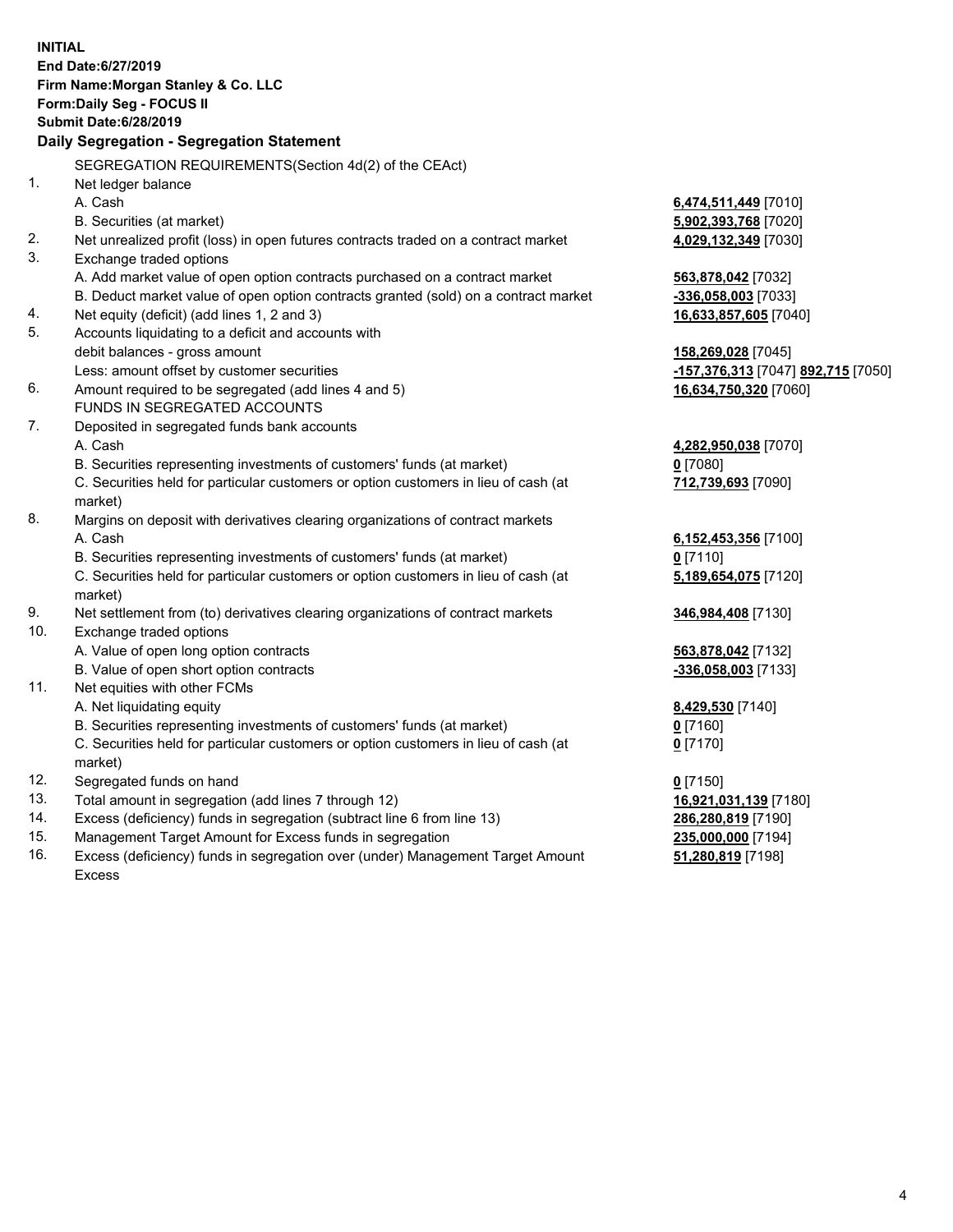**INITIAL**
**End Date:6/27/2019**
**Firm Name:Morgan Stanley & Co. LLC**
**Form:Daily Seg - FOCUS II**
**Submit Date:6/28/2019**

## Daily Segregation - Segregation Statement

SEGREGATION REQUIREMENTS(Section 4d(2) of the CEAct)

| | | |
|---|---|---|
| 1. | Net ledger balance | |
| | A. Cash | **6,474,511,449** [7010] |
| | B. Securities (at market) | **5,902,393,768** [7020] |
| 2. | Net unrealized profit (loss) in open futures contracts traded on a contract market | **4,029,132,349** [7030] |
| 3. | Exchange traded options | |
| | A. Add market value of open option contracts purchased on a contract market | **563,878,042** [7032] |
| | B. Deduct market value of open option contracts granted (sold) on a contract market | **-336,058,003** [7033] |
| 4. | Net equity (deficit) (add lines 1, 2 and 3) | **16,633,857,605** [7040] |
| 5. | Accounts liquidating to a deficit and accounts with debit balances - gross amount | **158,269,028** [7045] |
| | Less: amount offset by customer securities | **-157,376,313** [7047] **892,715** [7050] |
| 6. | Amount required to be segregated (add lines 4 and 5) | **16,634,750,320** [7060] |
| | FUNDS IN SEGREGATED ACCOUNTS | |
| 7. | Deposited in segregated funds bank accounts | |
| | A. Cash | **4,282,950,038** [7070] |
| | B. Securities representing investments of customers' funds (at market) | **0** [7080] |
| | C. Securities held for particular customers or option customers in lieu of cash (at market) | **712,739,693** [7090] |
| 8. | Margins on deposit with derivatives clearing organizations of contract markets | |
| | A. Cash | **6,152,453,356** [7100] |
| | B. Securities representing investments of customers' funds (at market) | **0** [7110] |
| | C. Securities held for particular customers or option customers in lieu of cash (at market) | **5,189,654,075** [7120] |
| 9. | Net settlement from (to) derivatives clearing organizations of contract markets | **346,984,408** [7130] |
| 10. | Exchange traded options | |
| | A. Value of open long option contracts | **563,878,042** [7132] |
| | B. Value of open short option contracts | **-336,058,003** [7133] |
| 11. | Net equities with other FCMs | |
| | A. Net liquidating equity | **8,429,530** [7140] |
| | B. Securities representing investments of customers' funds (at market) | **0** [7160] |
| | C. Securities held for particular customers or option customers in lieu of cash (at market) | **0** [7170] |
| 12. | Segregated funds on hand | **0** [7150] |
| 13. | Total amount in segregation (add lines 7 through 12) | **16,921,031,139** [7180] |
| 14. | Excess (deficiency) funds in segregation (subtract line 6 from line 13) | **286,280,819** [7190] |
| 15. | Management Target Amount for Excess funds in segregation | **235,000,000** [7194] |
| 16. | Excess (deficiency) funds in segregation over (under) Management Target Amount Excess | **51,280,819** [7198] |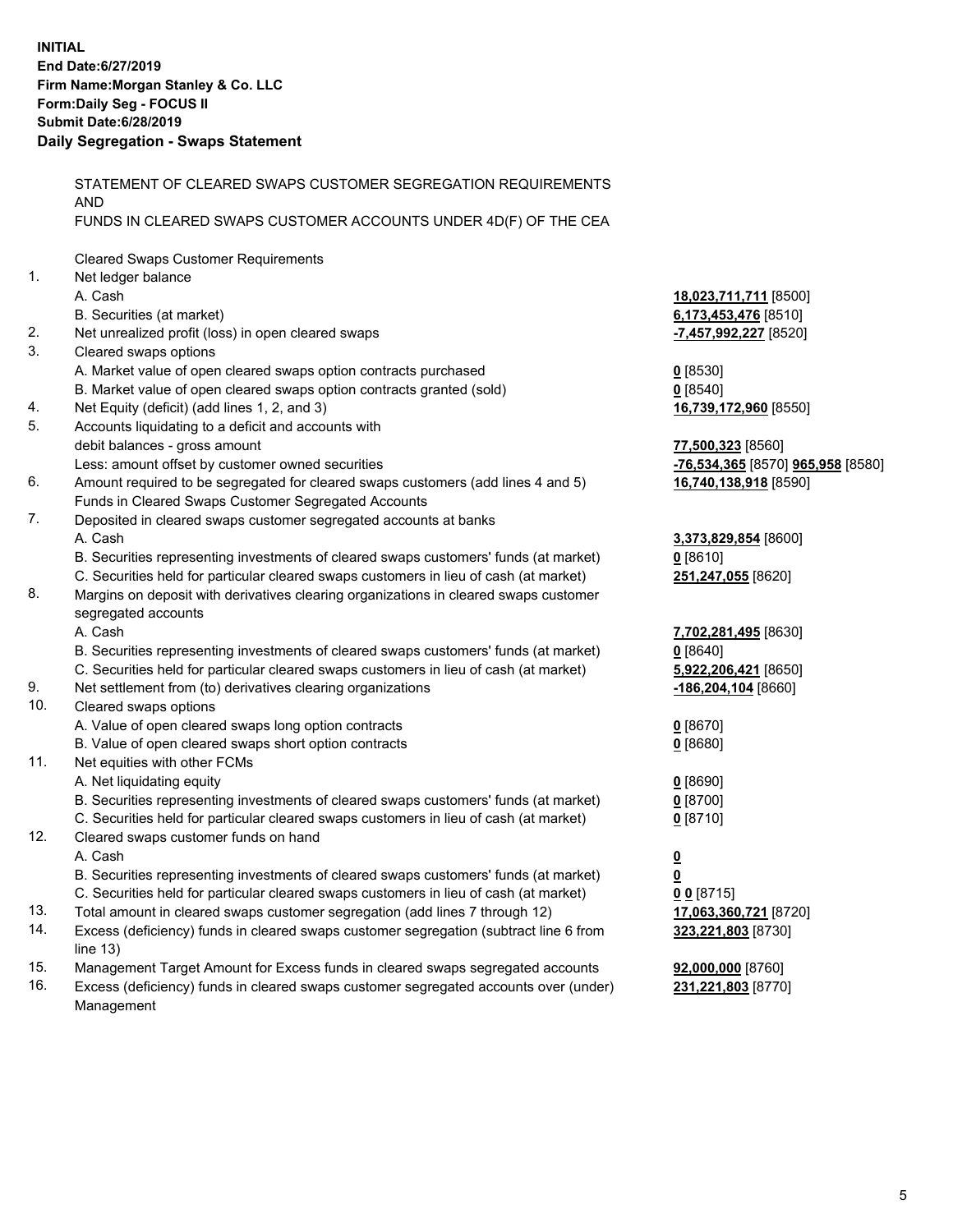**INITIAL**
**End Date:6/27/2019**
**Firm Name:Morgan Stanley & Co. LLC**
**Form:Daily Seg - FOCUS II**
**Submit Date:6/28/2019**
**Daily Segregation - Swaps Statement**

STATEMENT OF CLEARED SWAPS CUSTOMER SEGREGATION REQUIREMENTS AND FUNDS IN CLEARED SWAPS CUSTOMER ACCOUNTS UNDER 4D(F) OF THE CEA

| | | |
|---|---|---|
| | Cleared Swaps Customer Requirements | |
| 1. | Net ledger balance | |
| | A. Cash | **18,023,711,711** [8500] |
| | B. Securities (at market) | **6,173,453,476** [8510] |
| 2. | Net unrealized profit (loss) in open cleared swaps | **-7,457,992,227** [8520] |
| 3. | Cleared swaps options | |
| | A. Market value of open cleared swaps option contracts purchased | **0** [8530] |
| | B. Market value of open cleared swaps option contracts granted (sold) | **0** [8540] |
| 4. | Net Equity (deficit) (add lines 1, 2, and 3) | **16,739,172,960** [8550] |
| 5. | Accounts liquidating to a deficit and accounts with | |
| | debit balances - gross amount | **77,500,323** [8560] |
| | Less: amount offset by customer owned securities | **-76,534,365** [8570] **965,958** [8580] |
| 6. | Amount required to be segregated for cleared swaps customers (add lines 4 and 5) | **16,740,138,918** [8590] |
| | Funds in Cleared Swaps Customer Segregated Accounts | |
| 7. | Deposited in cleared swaps customer segregated accounts at banks | |
| | A. Cash | **3,373,829,854** [8600] |
| | B. Securities representing investments of cleared swaps customers' funds (at market) | **0** [8610] |
| | C. Securities held for particular cleared swaps customers in lieu of cash (at market) | **251,247,055** [8620] |
| 8. | Margins on deposit with derivatives clearing organizations in cleared swaps customer segregated accounts | |
| | A. Cash | **7,702,281,495** [8630] |
| | B. Securities representing investments of cleared swaps customers' funds (at market) | **0** [8640] |
| | C. Securities held for particular cleared swaps customers in lieu of cash (at market) | **5,922,206,421** [8650] |
| 9. | Net settlement from (to) derivatives clearing organizations | **-186,204,104** [8660] |
| 10. | Cleared swaps options | |
| | A. Value of open cleared swaps long option contracts | **0** [8670] |
| | B. Value of open cleared swaps short option contracts | **0** [8680] |
| 11. | Net equities with other FCMs | |
| | A. Net liquidating equity | **0** [8690] |
| | B. Securities representing investments of cleared swaps customers' funds (at market) | **0** [8700] |
| | C. Securities held for particular cleared swaps customers in lieu of cash (at market) | **0** [8710] |
| 12. | Cleared swaps customer funds on hand | |
| | A. Cash | **0** |
| | B. Securities representing investments of cleared swaps customers' funds (at market) | **0** |
| | C. Securities held for particular cleared swaps customers in lieu of cash (at market) | **0** **0** [8715] |
| 13. | Total amount in cleared swaps customer segregation (add lines 7 through 12) | **17,063,360,721** [8720] |
| 14. | Excess (deficiency) funds in cleared swaps customer segregation (subtract line 6 from line 13) | **323,221,803** [8730] |
| 15. | Management Target Amount for Excess funds in cleared swaps segregated accounts | **92,000,000** [8760] |
| 16. | Excess (deficiency) funds in cleared swaps customer segregated accounts over (under) Management | **231,221,803** [8770] |